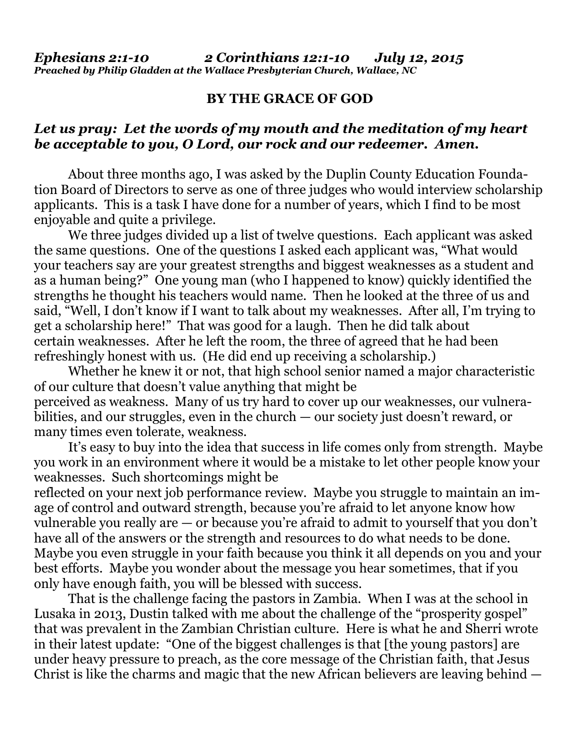***Ephesians 2:1-10 2 Corinthians 12:1-10 July 12, 2015***
***Preached by Philip Gladden at the Wallace Presbyterian Church, Wallace, NC***

**BY THE GRACE OF GOD**

***Let us pray: Let the words of my mouth and the meditation of my heart be acceptable to you, O Lord, our rock and our redeemer. Amen.***

About three months ago, I was asked by the Duplin County Education Foundation Board of Directors to serve as one of three judges who would interview scholarship applicants. This is a task I have done for a number of years, which I find to be most enjoyable and quite a privilege.

We three judges divided up a list of twelve questions. Each applicant was asked the same questions. One of the questions I asked each applicant was, "What would your teachers say are your greatest strengths and biggest weaknesses as a student and as a human being?" One young man (who I happened to know) quickly identified the strengths he thought his teachers would name. Then he looked at the three of us and said, "Well, I don't know if I want to talk about my weaknesses. After all, I'm trying to get a scholarship here!" That was good for a laugh. Then he did talk about certain weaknesses. After he left the room, the three of agreed that he had been refreshingly honest with us. (He did end up receiving a scholarship.)

Whether he knew it or not, that high school senior named a major characteristic of our culture that doesn't value anything that might be perceived as weakness. Many of us try hard to cover up our weaknesses, our vulnerabilities, and our struggles, even in the church — our society just doesn't reward, or many times even tolerate, weakness.

It's easy to buy into the idea that success in life comes only from strength. Maybe you work in an environment where it would be a mistake to let other people know your weaknesses. Such shortcomings might be reflected on your next job performance review. Maybe you struggle to maintain an image of control and outward strength, because you're afraid to let anyone know how vulnerable you really are — or because you're afraid to admit to yourself that you don't have all of the answers or the strength and resources to do what needs to be done. Maybe you even struggle in your faith because you think it all depends on you and your best efforts. Maybe you wonder about the message you hear sometimes, that if you only have enough faith, you will be blessed with success.

That is the challenge facing the pastors in Zambia. When I was at the school in Lusaka in 2013, Dustin talked with me about the challenge of the "prosperity gospel" that was prevalent in the Zambian Christian culture. Here is what he and Sherri wrote in their latest update: "One of the biggest challenges is that [the young pastors] are under heavy pressure to preach, as the core message of the Christian faith, that Jesus Christ is like the charms and magic that the new African believers are leaving behind —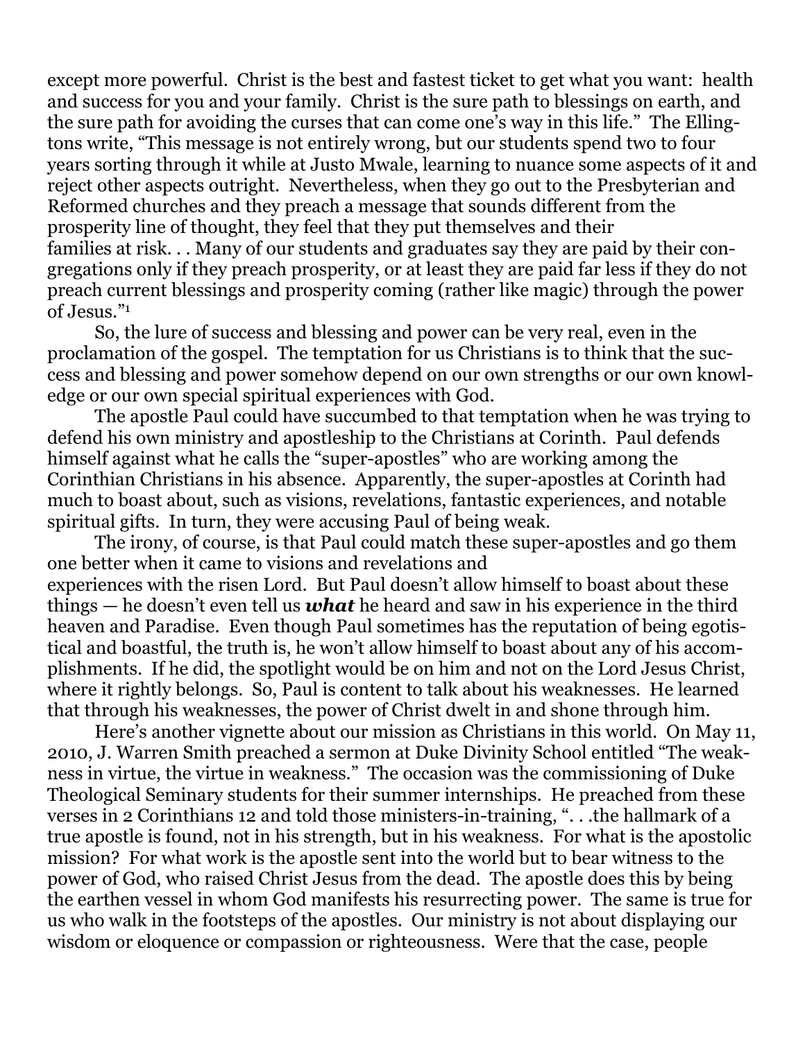except more powerful. Christ is the best and fastest ticket to get what you want: health and success for you and your family. Christ is the sure path to blessings on earth, and the sure path for avoiding the curses that can come one's way in this life." The Ellingtons write, "This message is not entirely wrong, but our students spend two to four years sorting through it while at Justo Mwale, learning to nuance some aspects of it and reject other aspects outright. Nevertheless, when they go out to the Presbyterian and Reformed churches and they preach a message that sounds different from the prosperity line of thought, they feel that they put themselves and their families at risk. . . Many of our students and graduates say they are paid by their congregations only if they preach prosperity, or at least they are paid far less if they do not preach current blessings and prosperity coming (rather like magic) through the power of Jesus."[1]

So, the lure of success and blessing and power can be very real, even in the proclamation of the gospel. The temptation for us Christians is to think that the success and blessing and power somehow depend on our own strengths or our own knowledge or our own special spiritual experiences with God.

The apostle Paul could have succumbed to that temptation when he was trying to defend his own ministry and apostleship to the Christians at Corinth. Paul defends himself against what he calls the "super-apostles" who are working among the Corinthian Christians in his absence. Apparently, the super-apostles at Corinth had much to boast about, such as visions, revelations, fantastic experiences, and notable spiritual gifts. In turn, they were accusing Paul of being weak.

The irony, of course, is that Paul could match these super-apostles and go them one better when it came to visions and revelations and experiences with the risen Lord. But Paul doesn't allow himself to boast about these things — he doesn't even tell us ***what*** he heard and saw in his experience in the third heaven and Paradise. Even though Paul sometimes has the reputation of being egotistical and boastful, the truth is, he won't allow himself to boast about any of his accomplishments. If he did, the spotlight would be on him and not on the Lord Jesus Christ, where it rightly belongs. So, Paul is content to talk about his weaknesses. He learned that through his weaknesses, the power of Christ dwelt in and shone through him.

Here's another vignette about our mission as Christians in this world. On May 11, 2010, J. Warren Smith preached a sermon at Duke Divinity School entitled "The weakness in virtue, the virtue in weakness." The occasion was the commissioning of Duke Theological Seminary students for their summer internships. He preached from these verses in 2 Corinthians 12 and told those ministers-in-training, ". . .the hallmark of a true apostle is found, not in his strength, but in his weakness. For what is the apostolic mission? For what work is the apostle sent into the world but to bear witness to the power of God, who raised Christ Jesus from the dead. The apostle does this by being the earthen vessel in whom God manifests his resurrecting power. The same is true for us who walk in the footsteps of the apostles. Our ministry is not about displaying our wisdom or eloquence or compassion or righteousness. Were that the case, people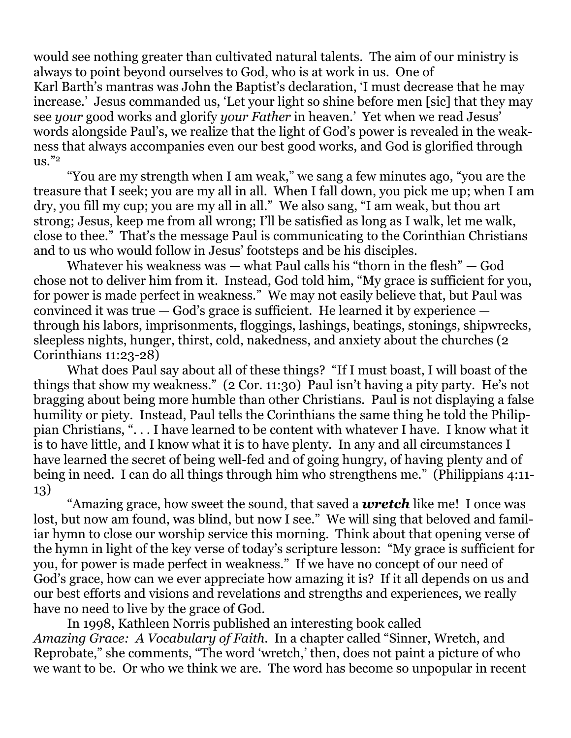would see nothing greater than cultivated natural talents. The aim of our ministry is always to point beyond ourselves to God, who is at work in us. One of Karl Barth's mantras was John the Baptist's declaration, 'I must decrease that he may increase.' Jesus commanded us, 'Let your light so shine before men [sic] that they may see *your* good works and glorify *your Father* in heaven.' Yet when we read Jesus' words alongside Paul's, we realize that the light of God's power is revealed in the weakness that always accompanies even our best good works, and God is glorified through us."[2]

"You are my strength when I am weak," we sang a few minutes ago, "you are the treasure that I seek; you are my all in all. When I fall down, you pick me up; when I am dry, you fill my cup; you are my all in all." We also sang, "I am weak, but thou art strong; Jesus, keep me from all wrong; I'll be satisfied as long as I walk, let me walk, close to thee." That's the message Paul is communicating to the Corinthian Christians and to us who would follow in Jesus' footsteps and be his disciples.

Whatever his weakness was — what Paul calls his "thorn in the flesh" — God chose not to deliver him from it. Instead, God told him, "My grace is sufficient for you, for power is made perfect in weakness." We may not easily believe that, but Paul was convinced it was true — God's grace is sufficient. He learned it by experience — through his labors, imprisonments, floggings, lashings, beatings, stonings, shipwrecks, sleepless nights, hunger, thirst, cold, nakedness, and anxiety about the churches (2 Corinthians 11:23-28)

What does Paul say about all of these things? "If I must boast, I will boast of the things that show my weakness." (2 Cor. 11:30) Paul isn't having a pity party. He's not bragging about being more humble than other Christians. Paul is not displaying a false humility or piety. Instead, Paul tells the Corinthians the same thing he told the Philippian Christians, ". . . I have learned to be content with whatever I have. I know what it is to have little, and I know what it is to have plenty. In any and all circumstances I have learned the secret of being well-fed and of going hungry, of having plenty and of being in need. I can do all things through him who strengthens me." (Philippians 4:11-13)

"Amazing grace, how sweet the sound, that saved a ***wretch*** like me! I once was lost, but now am found, was blind, but now I see." We will sing that beloved and familiar hymn to close our worship service this morning. Think about that opening verse of the hymn in light of the key verse of today's scripture lesson: "My grace is sufficient for you, for power is made perfect in weakness." If we have no concept of our need of God's grace, how can we ever appreciate how amazing it is? If it all depends on us and our best efforts and visions and revelations and strengths and experiences, we really have no need to live by the grace of God.

In 1998, Kathleen Norris published an interesting book called *Amazing Grace: A Vocabulary of Faith*. In a chapter called "Sinner, Wretch, and Reprobate," she comments, "The word 'wretch,' then, does not paint a picture of who we want to be. Or who we think we are. The word has become so unpopular in recent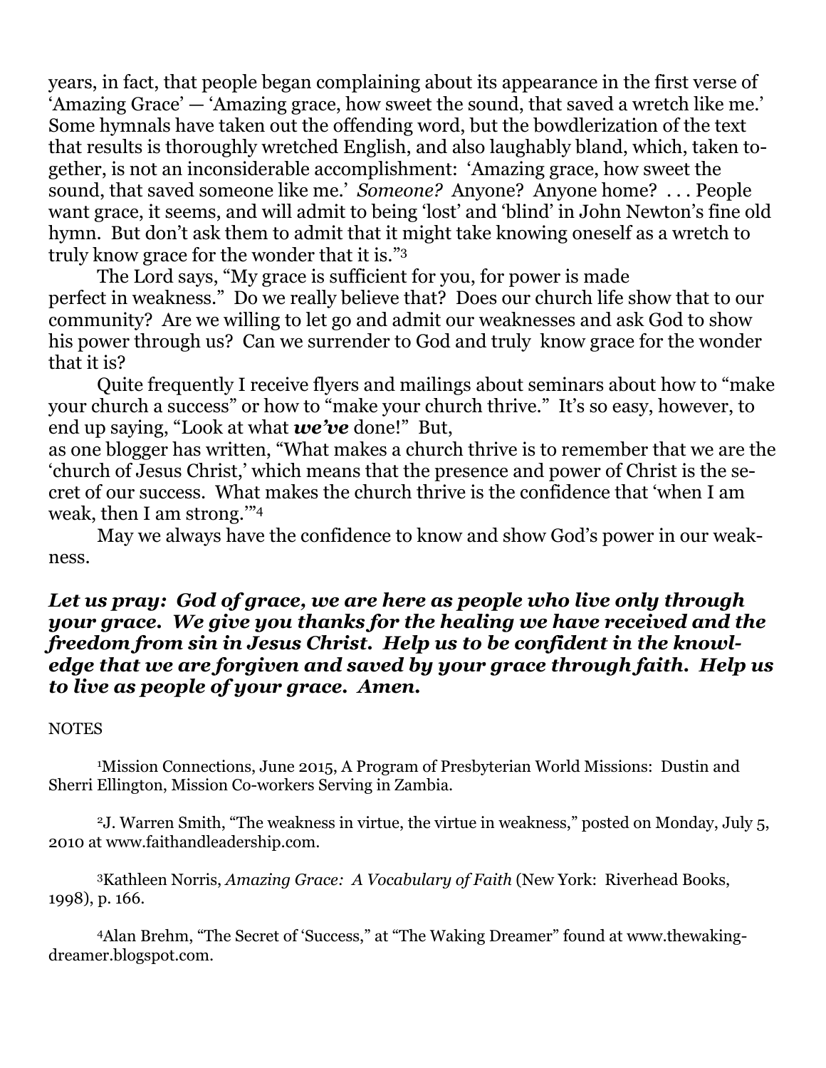years, in fact, that people began complaining about its appearance in the first verse of 'Amazing Grace' — 'Amazing grace, how sweet the sound, that saved a wretch like me.' Some hymnals have taken out the offending word, but the bowdlerization of the text that results is thoroughly wretched English, and also laughably bland, which, taken together, is not an inconsiderable accomplishment: 'Amazing grace, how sweet the sound, that saved someone like me.' *Someone?* Anyone? Anyone home? . . . People want grace, it seems, and will admit to being 'lost' and 'blind' in John Newton's fine old hymn. But don't ask them to admit that it might take knowing oneself as a wretch to truly know grace for the wonder that it is."[3]

The Lord says, "My grace is sufficient for you, for power is made perfect in weakness." Do we really believe that? Does our church life show that to our community? Are we willing to let go and admit our weaknesses and ask God to show his power through us? Can we surrender to God and truly know grace for the wonder that it is?

Quite frequently I receive flyers and mailings about seminars about how to "make your church a success" or how to "make your church thrive." It's so easy, however, to end up saying, "Look at what ***we've*** done!" But, as one blogger has written, "What makes a church thrive is to remember that we are the 'church of Jesus Christ,' which means that the presence and power of Christ is the secret of our success. What makes the church thrive is the confidence that 'when I am weak, then I am strong.'"[4]

May we always have the confidence to know and show God's power in our weakness.

***Let us pray: God of grace, we are here as people who live only through your grace. We give you thanks for the healing we have received and the freedom from sin in Jesus Christ. Help us to be confident in the knowledge that we are forgiven and saved by your grace through faith. Help us to live as people of your grace. Amen.***

NOTES

[1]Mission Connections, June 2015, A Program of Presbyterian World Missions: Dustin and Sherri Ellington, Mission Co-workers Serving in Zambia.

[2]J. Warren Smith, "The weakness in virtue, the virtue in weakness," posted on Monday, July 5, 2010 at www.faithandleadership.com.

[3]Kathleen Norris, *Amazing Grace: A Vocabulary of Faith* (New York: Riverhead Books, 1998), p. 166.

[4]Alan Brehm, "The Secret of 'Success," at "The Waking Dreamer" found at www.thewakingdreamer.blogspot.com.